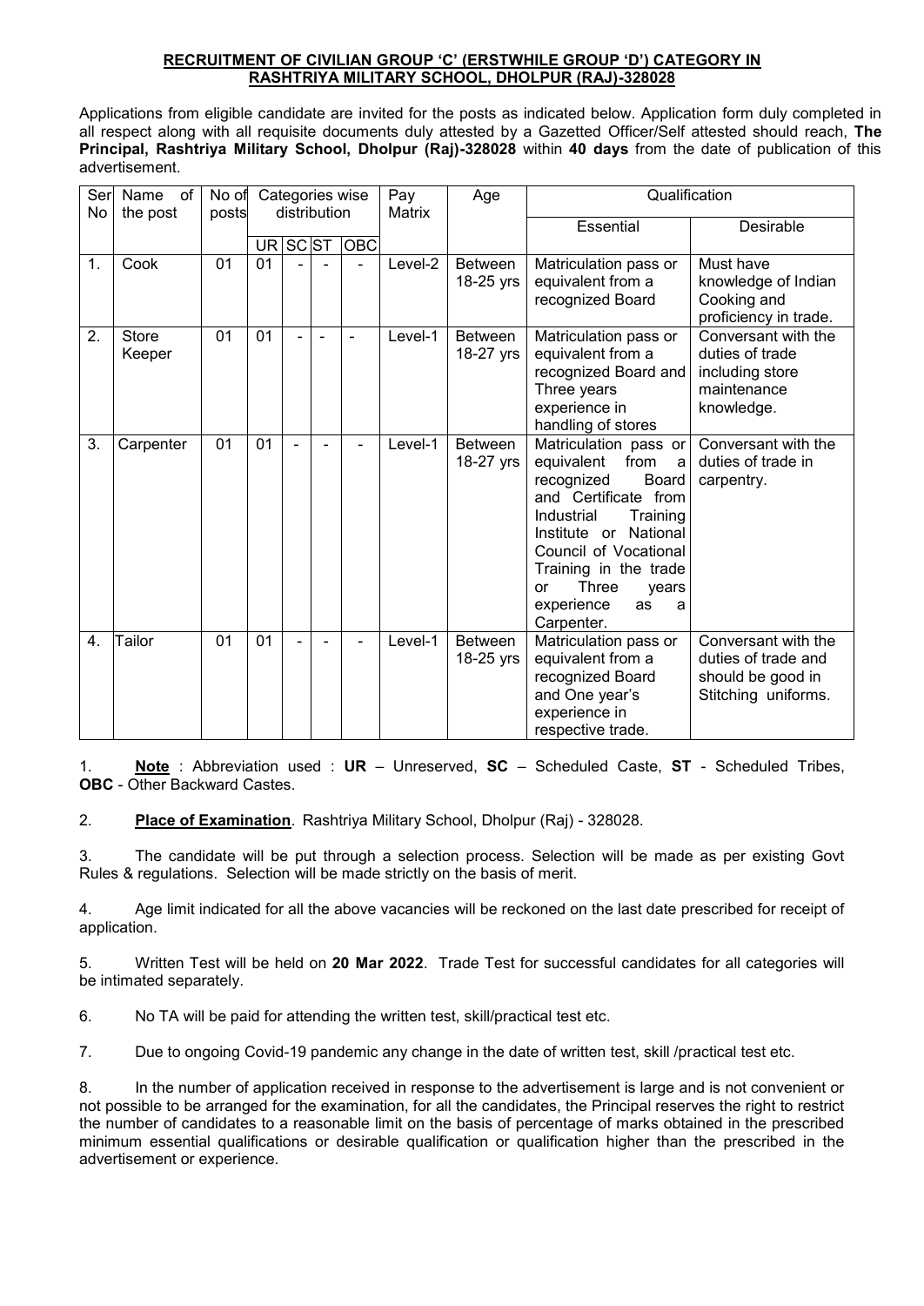**RECRUITMENT OF CIVILIAN GROUP 'C' (ERSTWHILE GROUP 'D') CATEGORY IN RASHTRIYA MILITARY SCHOOL, DHOLPUR (RAJ)-328028**

Applications from eligible candidate are invited for the posts as indicated below. Application form duly completed in all respect along with all requisite documents duly attested by a Gazetted Officer/Self attested should reach, **The Principal, Rashtriya Military School, Dholpur (Raj)-328028** within **40 days** from the date of publication of this advertisement.

| Ser No | Name of the post | No of posts | Categories wise distribution | | | | Pay Matrix | Age | Qualification | |
|---|---|---|---|---|---|---|---|---|---|---|
| | | | UR | SC | ST | OBC | | | Essential | Desirable |
| 1. | Cook | 01 | 01 | - | - | - | Level-2 | Between 18-25 yrs | Matriculation pass or equivalent from a recognized Board | Must have knowledge of Indian Cooking and proficiency in trade. |
| 2. | Store Keeper | 01 | 01 | - | - | - | Level-1 | Between 18-27 yrs | Matriculation pass or equivalent from a recognized Board and Three years experience in handling of stores | Conversant with the duties of trade including store maintenance knowledge. |
| 3. | Carpenter | 01 | 01 | - | - | - | Level-1 | Between 18-27 yrs | Matriculation pass or equivalent from a recognized Board and Certificate from Industrial Training Institute or National Council of Vocational Training in the trade or Three years experience as a Carpenter. | Conversant with the duties of trade in carpentry. |
| 4. | Tailor | 01 | 01 | - | - | - | Level-1 | Between 18-25 yrs | Matriculation pass or equivalent from a recognized Board and One year's experience in respective trade. | Conversant with the duties of trade and should be good in Stitching uniforms. |

1. **Note** : Abbreviation used : **UR** – Unreserved, **SC** – Scheduled Caste, **ST** - Scheduled Tribes, **OBC** - Other Backward Castes.

2. **Place of Examination**. Rashtriya Military School, Dholpur (Raj) - 328028.

3. The candidate will be put through a selection process. Selection will be made as per existing Govt Rules & regulations. Selection will be made strictly on the basis of merit.

4. Age limit indicated for all the above vacancies will be reckoned on the last date prescribed for receipt of application.

5. Written Test will be held on **20 Mar 2022**. Trade Test for successful candidates for all categories will be intimated separately.

6. No TA will be paid for attending the written test, skill/practical test etc.

7. Due to ongoing Covid-19 pandemic any change in the date of written test, skill /practical test etc.

8. In the number of application received in response to the advertisement is large and is not convenient or not possible to be arranged for the examination, for all the candidates, the Principal reserves the right to restrict the number of candidates to a reasonable limit on the basis of percentage of marks obtained in the prescribed minimum essential qualifications or desirable qualification or qualification higher than the prescribed in the advertisement or experience.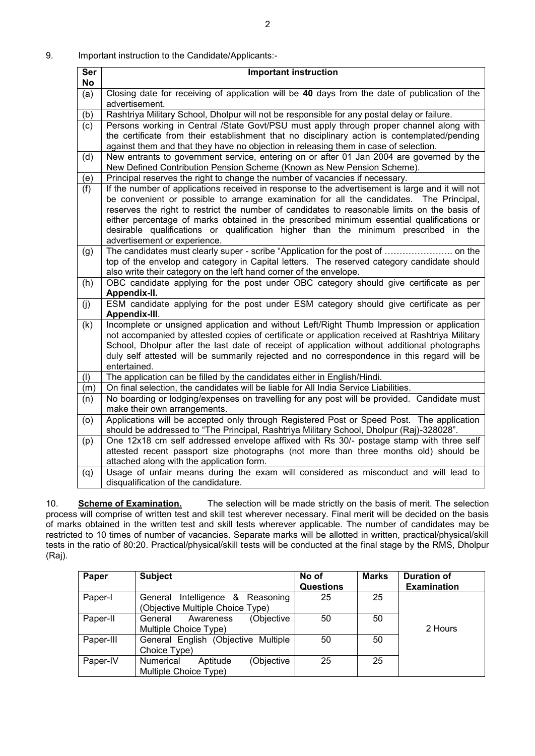9. Important instruction to the Candidate/Applicants:-

| Ser No | Important instruction |
|---|---|
| (a) | Closing date for receiving of application will be **40** days from the date of publication of the advertisement. |
| (b) | Rashtriya Military School, Dholpur will not be responsible for any postal delay or failure. |
| (c) | Persons working in Central /State Govt/PSU must apply through proper channel along with the certificate from their establishment that no disciplinary action is contemplated/pending against them and that they have no objection in releasing them in case of selection. |
| (d) | New entrants to government service, entering on or after 01 Jan 2004 are governed by the New Defined Contribution Pension Scheme (Known as New Pension Scheme). |
| (e) | Principal reserves the right to change the number of vacancies if necessary. |
| (f) | If the number of applications received in response to the advertisement is large and it will not be convenient or possible to arrange examination for all the candidates. The Principal, reserves the right to restrict the number of candidates to reasonable limits on the basis of either percentage of marks obtained in the prescribed minimum essential qualifications or desirable qualifications or qualification higher than the minimum prescribed in the advertisement or experience. |
| (g) | The candidates must clearly super - scribe "Application for the post of ………………….. on the top of the envelop and category in Capital letters. The reserved category candidate should also write their category on the left hand corner of the envelope. |
| (h) | OBC candidate applying for the post under OBC category should give certificate as per **Appendix-II.** |
| (j) | ESM candidate applying for the post under ESM category should give certificate as per **Appendix-III**. |
| (k) | Incomplete or unsigned application and without Left/Right Thumb Impression or application not accompanied by attested copies of certificate or application received at Rashtriya Military School, Dholpur after the last date of receipt of application without additional photographs duly self attested will be summarily rejected and no correspondence in this regard will be entertained. |
| (l) | The application can be filled by the candidates either in English/Hindi. |
| (m) | On final selection, the candidates will be liable for All India Service Liabilities. |
| (n) | No boarding or lodging/expenses on travelling for any post will be provided. Candidate must make their own arrangements. |
| (o) | Applications will be accepted only through Registered Post or Speed Post. The application should be addressed to "The Principal, Rashtriya Military School, Dholpur (Raj)-328028". |
| (p) | One 12x18 cm self addressed envelope affixed with Rs 30/- postage stamp with three self attested recent passport size photographs (not more than three months old) should be attached along with the application form. |
| (q) | Usage of unfair means during the exam will considered as misconduct and will lead to disqualification of the candidature. |

10. **Scheme of Examination.** The selection will be made strictly on the basis of merit. The selection process will comprise of written test and skill test wherever necessary. Final merit will be decided on the basis of marks obtained in the written test and skill tests wherever applicable. The number of candidates may be restricted to 10 times of number of vacancies. Separate marks will be allotted in written, practical/physical/skill tests in the ratio of 80:20. Practical/physical/skill tests will be conducted at the final stage by the RMS, Dholpur (Raj).

| Paper | Subject | No of Questions | Marks | Duration of Examination |
|---|---|---|---|---|
| Paper-I | General Intelligence & Reasoning (Objective Multiple Choice Type) | 25 | 25 | 2 Hours |
| Paper-II | General Awareness (Objective Multiple Choice Type) | 50 | 50 | |
| Paper-III | General English (Objective Multiple Choice Type) | 50 | 50 | |
| Paper-IV | Numerical Aptitude (Objective Multiple Choice Type) | 25 | 25 | |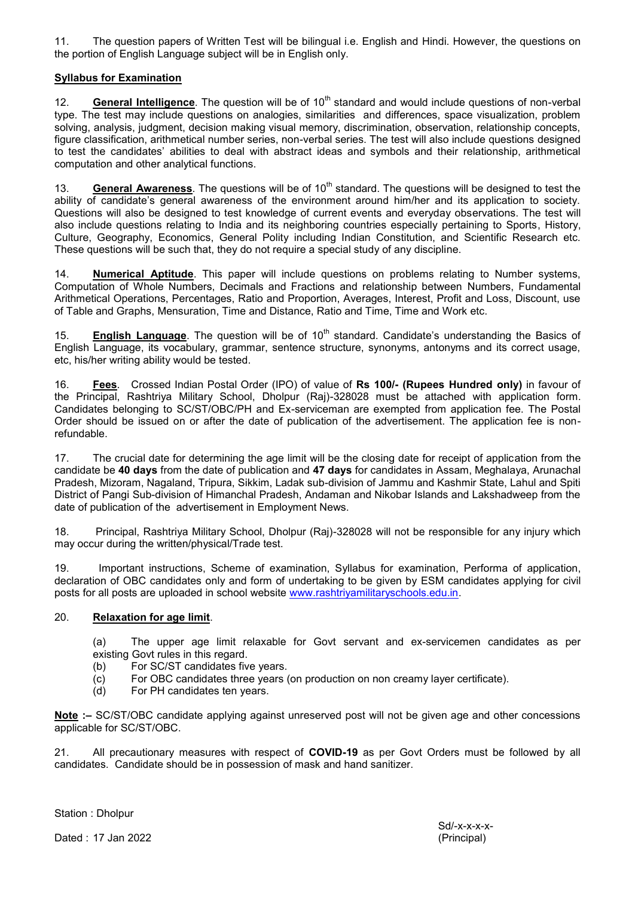11. The question papers of Written Test will be bilingual i.e. English and Hindi. However, the questions on the portion of English Language subject will be in English only.

**Syllabus for Examination**

12. **General Intelligence**. The question will be of 10th standard and would include questions of non-verbal type. The test may include questions on analogies, similarities and differences, space visualization, problem solving, analysis, judgment, decision making visual memory, discrimination, observation, relationship concepts, figure classification, arithmetical number series, non-verbal series. The test will also include questions designed to test the candidates' abilities to deal with abstract ideas and symbols and their relationship, arithmetical computation and other analytical functions.

13. **General Awareness**. The questions will be of 10th standard. The questions will be designed to test the ability of candidate's general awareness of the environment around him/her and its application to society. Questions will also be designed to test knowledge of current events and everyday observations. The test will also include questions relating to India and its neighboring countries especially pertaining to Sports, History, Culture, Geography, Economics, General Polity including Indian Constitution, and Scientific Research etc. These questions will be such that, they do not require a special study of any discipline.

14. **Numerical Aptitude**. This paper will include questions on problems relating to Number systems, Computation of Whole Numbers, Decimals and Fractions and relationship between Numbers, Fundamental Arithmetical Operations, Percentages, Ratio and Proportion, Averages, Interest, Profit and Loss, Discount, use of Table and Graphs, Mensuration, Time and Distance, Ratio and Time, Time and Work etc.

15. **English Language**. The question will be of 10th standard. Candidate's understanding the Basics of English Language, its vocabulary, grammar, sentence structure, synonyms, antonyms and its correct usage, etc, his/her writing ability would be tested.

16. **Fees**. Crossed Indian Postal Order (IPO) of value of **Rs 100/- (Rupees Hundred only)** in favour of the Principal, Rashtriya Military School, Dholpur (Raj)-328028 must be attached with application form. Candidates belonging to SC/ST/OBC/PH and Ex-serviceman are exempted from application fee. The Postal Order should be issued on or after the date of publication of the advertisement. The application fee is non-refundable.

17. The crucial date for determining the age limit will be the closing date for receipt of application from the candidate be **40 days** from the date of publication and **47 days** for candidates in Assam, Meghalaya, Arunachal Pradesh, Mizoram, Nagaland, Tripura, Sikkim, Ladak sub-division of Jammu and Kashmir State, Lahul and Spiti District of Pangi Sub-division of Himanchal Pradesh, Andaman and Nikobar Islands and Lakshadweep from the date of publication of the advertisement in Employment News.

18. Principal, Rashtriya Military School, Dholpur (Raj)-328028 will not be responsible for any injury which may occur during the written/physical/Trade test.

19. Important instructions, Scheme of examination, Syllabus for examination, Performa of application, declaration of OBC candidates only and form of undertaking to be given by ESM candidates applying for civil posts for all posts are uploaded in school website www.rashtriyamilitaryschools.edu.in.

20. **Relaxation for age limit**.

(a) The upper age limit relaxable for Govt servant and ex-servicemen candidates as per existing Govt rules in this regard.
(b) For SC/ST candidates five years.
(c) For OBC candidates three years (on production on non creamy layer certificate).
(d) For PH candidates ten years.

**Note :–** SC/ST/OBC candidate applying against unreserved post will not be given age and other concessions applicable for SC/ST/OBC.

21. All precautionary measures with respect of **COVID-19** as per Govt Orders must be followed by all candidates. Candidate should be in possession of mask and hand sanitizer.

Station : Dholpur

Dated : 17 Jan 2022

Sd/-x-x-x-x-
(Principal)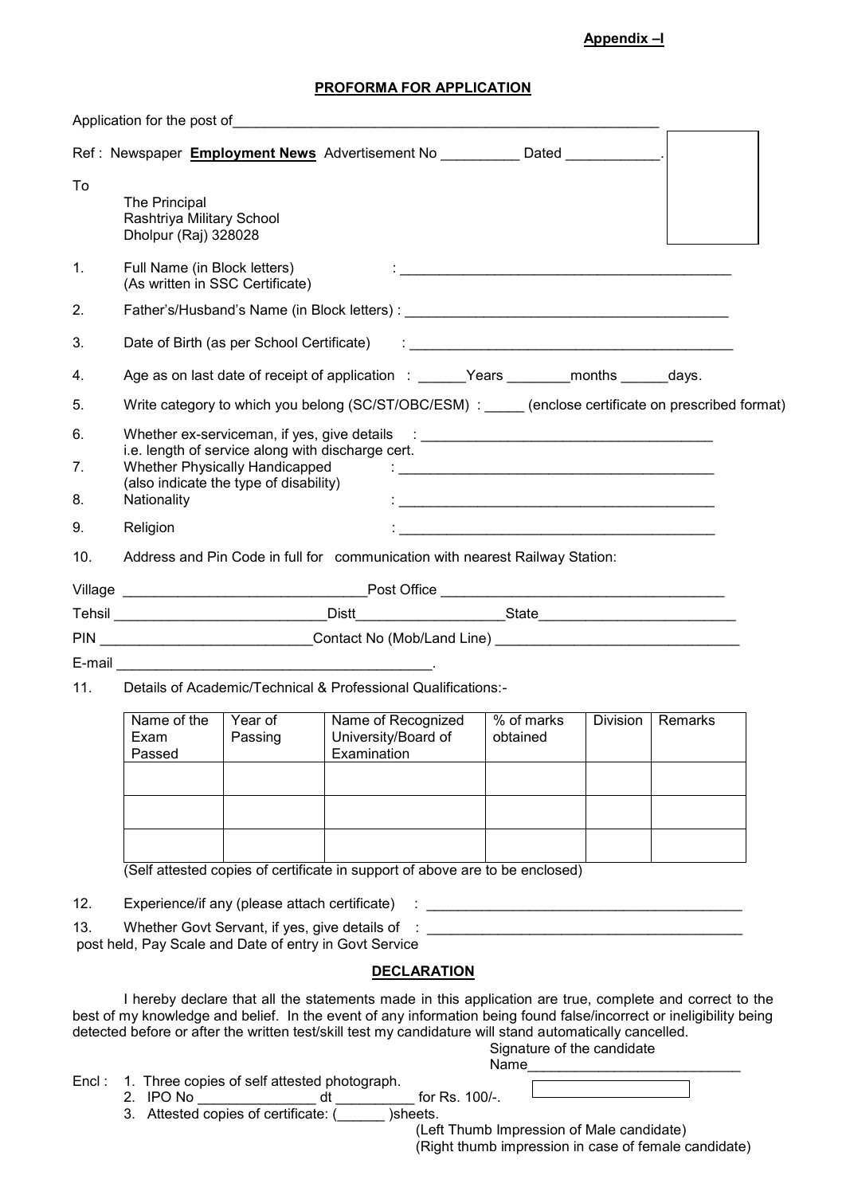**Appendix –I**

**PROFORMA FOR APPLICATION**

Application for the post of_______________________________________________________

Ref : Newspaper **Employment News** Advertisement No __________ Dated ____________.

To

The Principal
Rashtriya Military School
Dholpur (Raj) 328028

1. Full Name (in Block letters) (As written in SSC Certificate) : ___________________________________________
2. Father's/Husband's Name (in Block letters) : ___________________________________________
3. Date of Birth (as per School Certificate) : ___________________________________________
4. Age as on last date of receipt of application : ______Years ________months ______days.
5. Write category to which you belong (SC/ST/OBC/ESM) : _____ (enclose certificate on prescribed format)
6. Whether ex-serviceman, if yes, give details i.e. length of service along with discharge cert. : ______________________________________
7. Whether Physically Handicapped (also indicate the type of disability) : ______________________________________
8. Nationality : ______________________________________
9. Religion : ______________________________________
10. Address and Pin Code in full for communication with nearest Railway Station:

Village _______________________________Post Office _____________________________________

Tehsil ___________________________Distt__________________State_________________________

PIN ___________________________Contact No (Mob/Land Line) _______________________________

E-mail ________________________________________.

11. Details of Academic/Technical & Professional Qualifications:-

| Name of the Exam Passed | Year of Passing | Name of Recognized University/Board of Examination | % of marks obtained | Division | Remarks |
|---|---|---|---|---|---|
| | | | | | |
| | | | | | |
| | | | | | |

(Self attested copies of certificate in support of above are to be enclosed)

12. Experience/if any (please attach certificate) : ________________________________________
13. Whether Govt Servant, if yes, give details of post held, Pay Scale and Date of entry in Govt Service : ________________________________________

**DECLARATION**

I hereby declare that all the statements made in this application are true, complete and correct to the best of my knowledge and belief. In the event of any information being found false/incorrect or ineligibility being detected before or after the written test/skill test my candidature will stand automatically cancelled.

Signature of the candidate
Name___________________________

Encl :
1. Three copies of self attested photograph.
2. IPO No _______________ dt __________ for Rs. 100/-.
3. Attested copies of certificate: (______ )sheets.

(Left Thumb Impression of Male candidate)
(Right thumb impression in case of female candidate)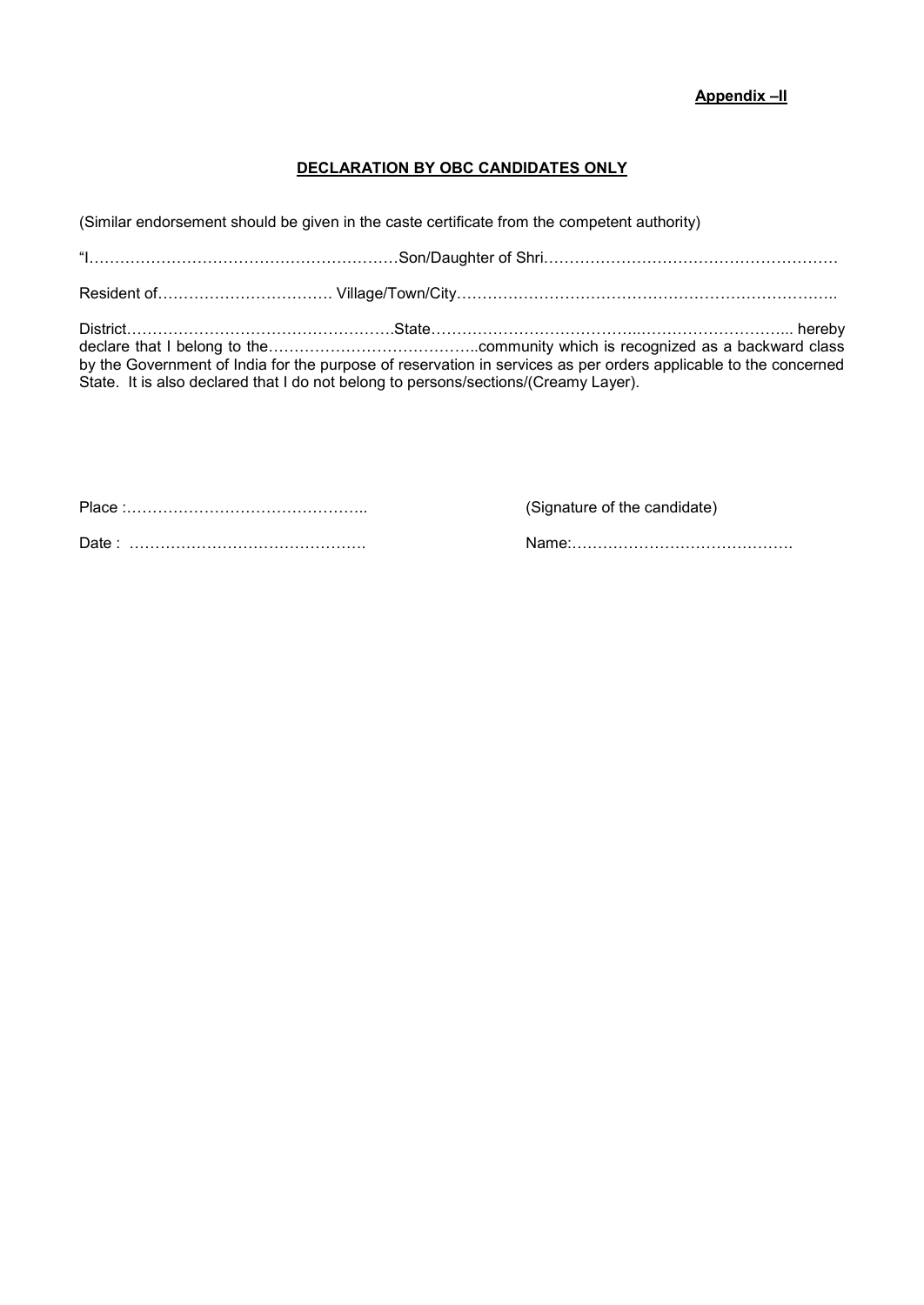**Appendix –II**

**DECLARATION BY OBC CANDIDATES ONLY**

(Similar endorsement should be given in the caste certificate from the competent authority)

"I…………………………………………………Son/Daughter of Shri…………………………………………………

Resident of…………………………… Village/Town/City…………………………………………………………………..

District…………………………………………….State………………………………...………………………... hereby declare that I belong to the…………………………………..community which is recognized as a backward class by the Government of India for the purpose of reservation in services as per orders applicable to the concerned State. It is also declared that I do not belong to persons/sections/(Creamy Layer).

Place :………………………………………..

Date : ……………………………………….

(Signature of the candidate)

Name:…………………………………….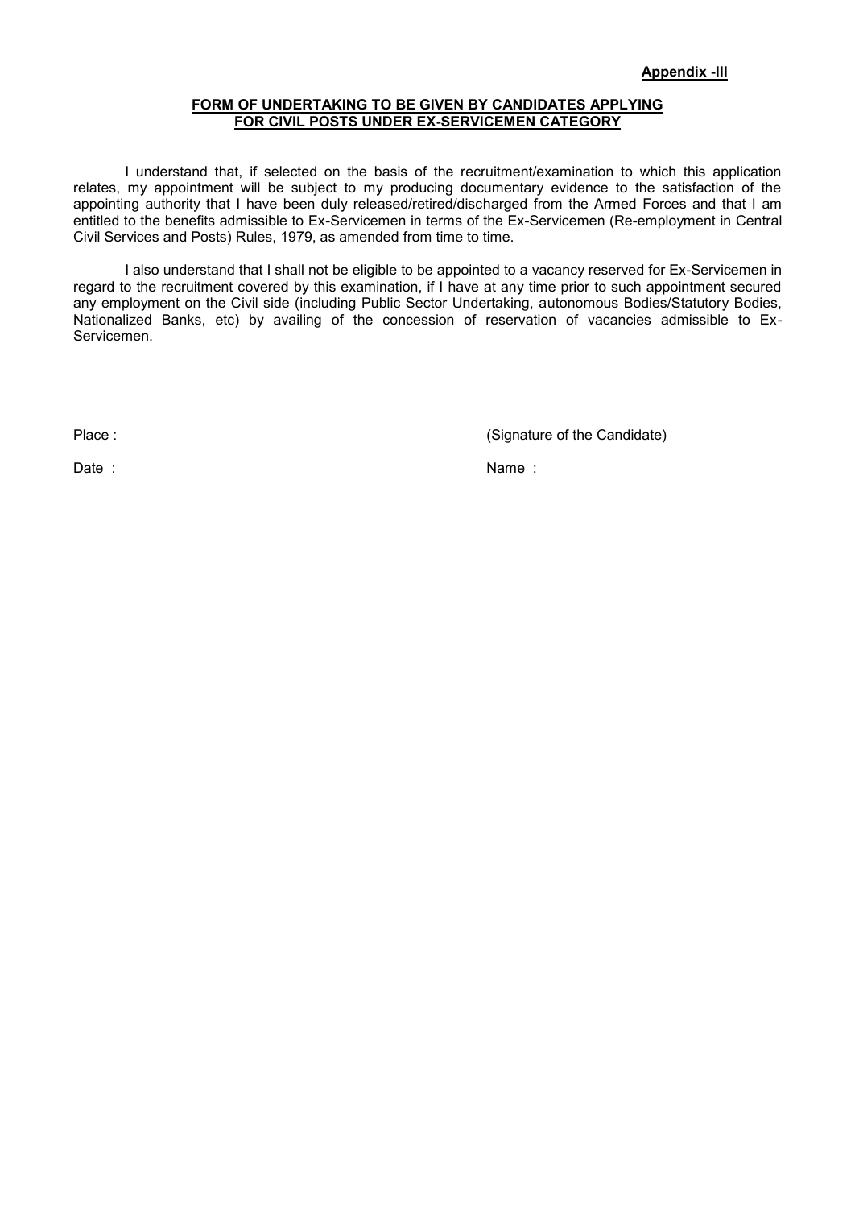**Appendix -III**

## FORM OF UNDERTAKING TO BE GIVEN BY CANDIDATES APPLYING FOR CIVIL POSTS UNDER EX-SERVICEMEN CATEGORY

I understand that, if selected on the basis of the recruitment/examination to which this application relates, my appointment will be subject to my producing documentary evidence to the satisfaction of the appointing authority that I have been duly released/retired/discharged from the Armed Forces and that I am entitled to the benefits admissible to Ex-Servicemen in terms of the Ex-Servicemen (Re-employment in Central Civil Services and Posts) Rules, 1979, as amended from time to time.

I also understand that I shall not be eligible to be appointed to a vacancy reserved for Ex-Servicemen in regard to the recruitment covered by this examination, if I have at any time prior to such appointment secured any employment on the Civil side (including Public Sector Undertaking, autonomous Bodies/Statutory Bodies, Nationalized Banks, etc) by availing of the concession of reservation of vacancies admissible to Ex-Servicemen.

Place : (Signature of the Candidate)

Date : Name :